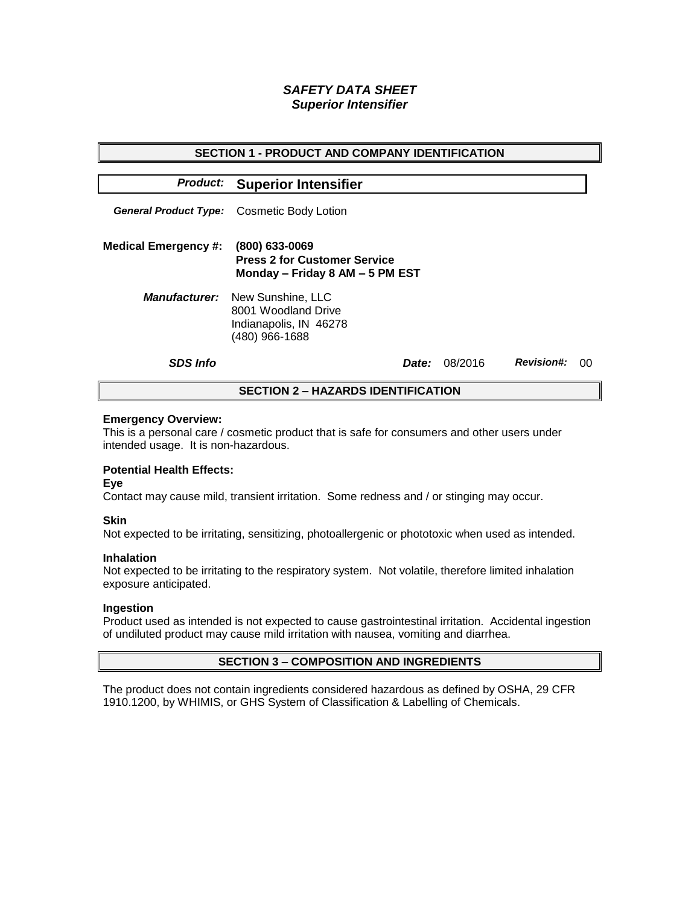# *SAFETY DATA SHEET*
## *Superior Intensifier*

## SECTION 1 - PRODUCT AND COMPANY IDENTIFICATION

***Product:*** **Superior Intensifier**

***General Product Type:*** Cosmetic Body Lotion

**Medical Emergency #:** **(800) 633-0069**
**Press 2 for Customer Service**
**Monday – Friday 8 AM – 5 PM EST**

***Manufacturer:*** New Sunshine, LLC
8001 Woodland Drive
Indianapolis, IN 46278
(480) 966-1688

***SDS Info*** ***Date:*** 08/2016 ***Revision#:*** 00

## SECTION 2 – HAZARDS IDENTIFICATION

**Emergency Overview:**
This is a personal care / cosmetic product that is safe for consumers and other users under intended usage. It is non-hazardous.

**Potential Health Effects:**

**Eye**
Contact may cause mild, transient irritation. Some redness and / or stinging may occur.

**Skin**
Not expected to be irritating, sensitizing, photoallergenic or phototoxic when used as intended.

**Inhalation**
Not expected to be irritating to the respiratory system. Not volatile, therefore limited inhalation exposure anticipated.

**Ingestion**
Product used as intended is not expected to cause gastrointestinal irritation. Accidental ingestion of undiluted product may cause mild irritation with nausea, vomiting and diarrhea.

## SECTION 3 – COMPOSITION AND INGREDIENTS

The product does not contain ingredients considered hazardous as defined by OSHA, 29 CFR 1910.1200, by WHIMIS, or GHS System of Classification & Labelling of Chemicals.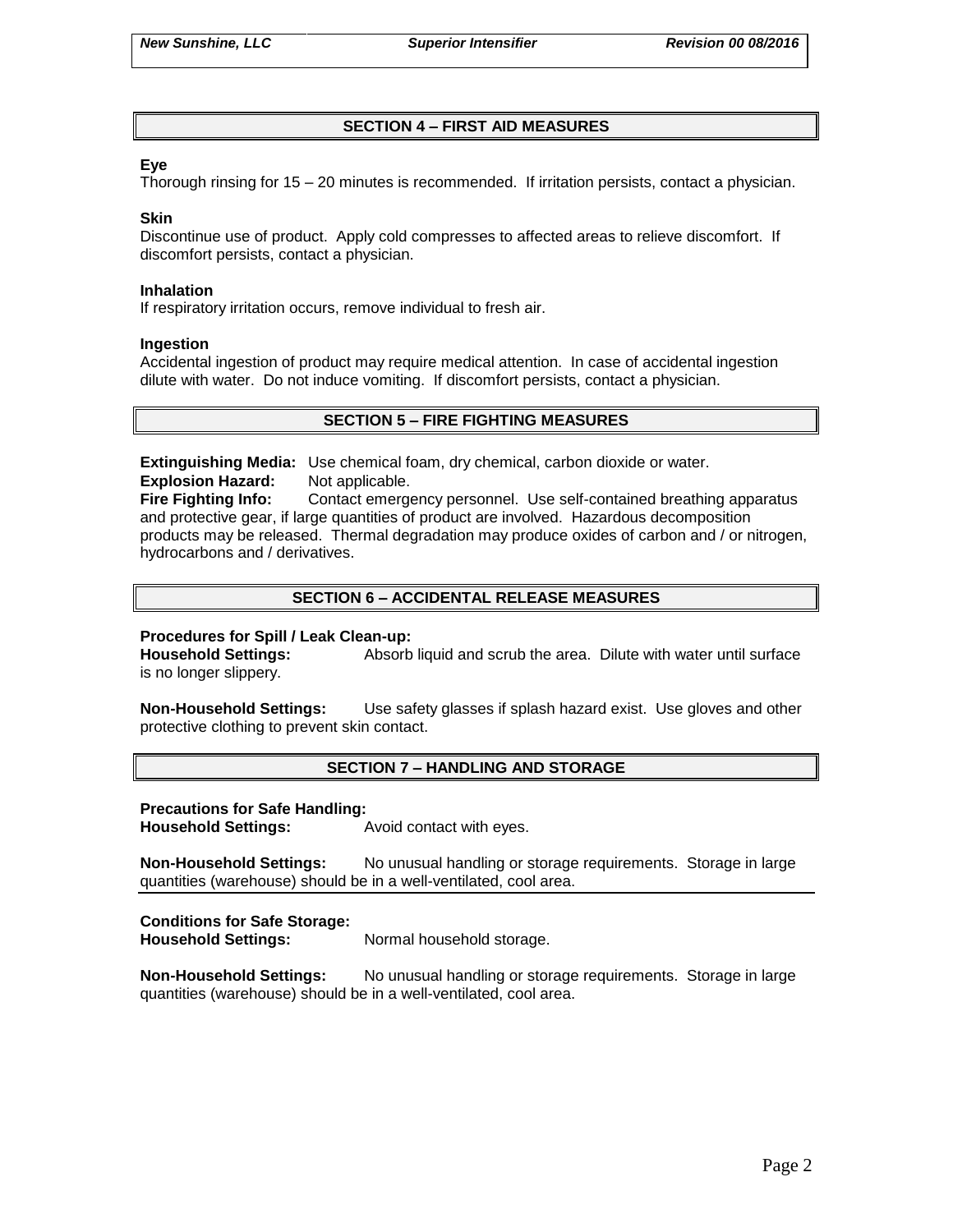## SECTION 4 – FIRST AID MEASURES

**Eye**

Thorough rinsing for 15 – 20 minutes is recommended. If irritation persists, contact a physician.

**Skin**

Discontinue use of product. Apply cold compresses to affected areas to relieve discomfort. If discomfort persists, contact a physician.

**Inhalation**

If respiratory irritation occurs, remove individual to fresh air.

**Ingestion**

Accidental ingestion of product may require medical attention. In case of accidental ingestion dilute with water. Do not induce vomiting. If discomfort persists, contact a physician.

## SECTION 5 – FIRE FIGHTING MEASURES

**Extinguishing Media:** Use chemical foam, dry chemical, carbon dioxide or water.

**Explosion Hazard:** Not applicable.

**Fire Fighting Info:** Contact emergency personnel. Use self-contained breathing apparatus and protective gear, if large quantities of product are involved. Hazardous decomposition products may be released. Thermal degradation may produce oxides of carbon and / or nitrogen, hydrocarbons and / derivatives.

## SECTION 6 – ACCIDENTAL RELEASE MEASURES

**Procedures for Spill / Leak Clean-up:**

**Household Settings:** Absorb liquid and scrub the area. Dilute with water until surface is no longer slippery.

**Non-Household Settings:** Use safety glasses if splash hazard exist. Use gloves and other protective clothing to prevent skin contact.

## SECTION 7 – HANDLING AND STORAGE

**Precautions for Safe Handling:**

**Household Settings:** Avoid contact with eyes.

**Non-Household Settings:** No unusual handling or storage requirements. Storage in large quantities (warehouse) should be in a well-ventilated, cool area.

**Conditions for Safe Storage:**

**Household Settings:** Normal household storage.

**Non-Household Settings:** No unusual handling or storage requirements. Storage in large quantities (warehouse) should be in a well-ventilated, cool area.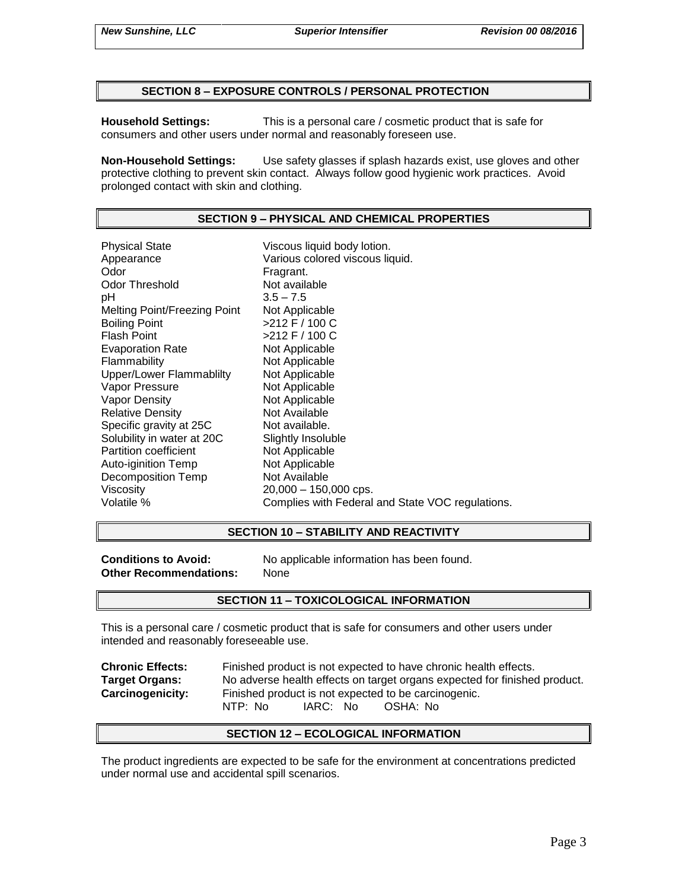## SECTION 8 – EXPOSURE CONTROLS / PERSONAL PROTECTION

**Household Settings:** This is a personal care / cosmetic product that is safe for consumers and other users under normal and reasonably foreseen use.

**Non-Household Settings:** Use safety glasses if splash hazards exist, use gloves and other protective clothing to prevent skin contact. Always follow good hygienic work practices. Avoid prolonged contact with skin and clothing.

## SECTION 9 – PHYSICAL AND CHEMICAL PROPERTIES

| | |
|---|---|
| Physical State | Viscous liquid body lotion. |
| Appearance | Various colored viscous liquid. |
| Odor | Fragrant. |
| Odor Threshold | Not available |
| pH | 3.5 – 7.5 |
| Melting Point/Freezing Point | Not Applicable |
| Boiling Point | >212 F / 100 C |
| Flash Point | >212 F / 100 C |
| Evaporation Rate | Not Applicable |
| Flammability | Not Applicable |
| Upper/Lower Flammablilty | Not Applicable |
| Vapor Pressure | Not Applicable |
| Vapor Density | Not Applicable |
| Relative Density | Not Available |
| Specific gravity at 25C | Not available. |
| Solubility in water at 20C | Slightly Insoluble |
| Partition coefficient | Not Applicable |
| Auto-iginition Temp | Not Applicable |
| Decomposition Temp | Not Available |
| Viscosity | 20,000 – 150,000 cps. |
| Volatile % | Complies with Federal and State VOC regulations. |

## SECTION 10 – STABILITY AND REACTIVITY

**Conditions to Avoid:** No applicable information has been found.
**Other Recommendations:** None

## SECTION 11 – TOXICOLOGICAL INFORMATION

This is a personal care / cosmetic product that is safe for consumers and other users under intended and reasonably foreseeable use.

**Chronic Effects:** Finished product is not expected to have chronic health effects.
**Target Organs:** No adverse health effects on target organs expected for finished product.
**Carcinogenicity:** Finished product is not expected to be carcinogenic.
NTP: No IARC: No OSHA: No

## SECTION 12 – ECOLOGICAL INFORMATION

The product ingredients are expected to be safe for the environment at concentrations predicted under normal use and accidental spill scenarios.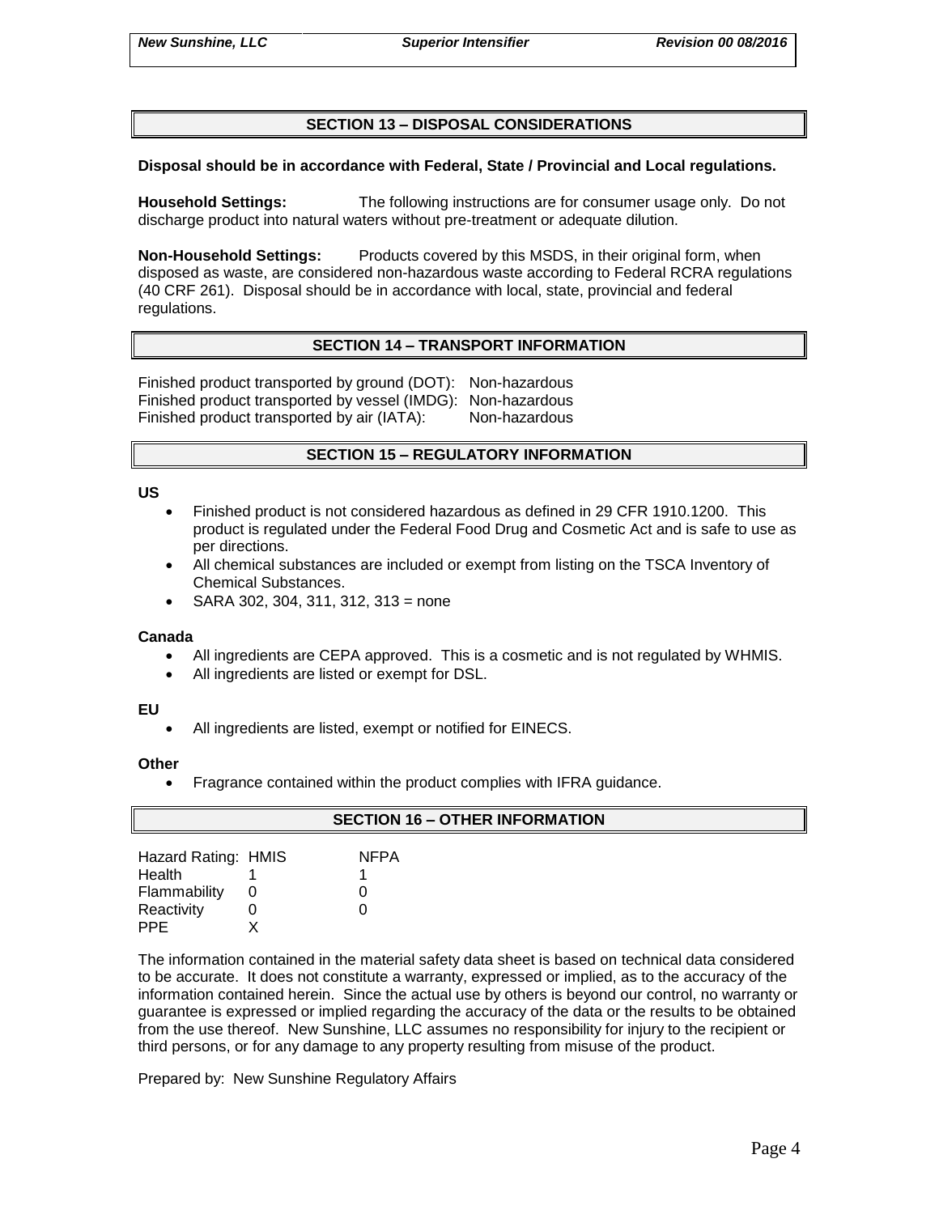## SECTION 13 – DISPOSAL CONSIDERATIONS

**Disposal should be in accordance with Federal, State / Provincial and Local regulations.**

**Household Settings:** The following instructions are for consumer usage only. Do not discharge product into natural waters without pre-treatment or adequate dilution.

**Non-Household Settings:** Products covered by this MSDS, in their original form, when disposed as waste, are considered non-hazardous waste according to Federal RCRA regulations (40 CRF 261). Disposal should be in accordance with local, state, provincial and federal regulations.

## SECTION 14 – TRANSPORT INFORMATION

| | |
|---|---|
| Finished product transported by ground (DOT): | Non-hazardous |
| Finished product transported by vessel (IMDG): | Non-hazardous |
| Finished product transported by air (IATA): | Non-hazardous |

## SECTION 15 – REGULATORY INFORMATION

**US**

- Finished product is not considered hazardous as defined in 29 CFR 1910.1200. This product is regulated under the Federal Food Drug and Cosmetic Act and is safe to use as per directions.
- All chemical substances are included or exempt from listing on the TSCA Inventory of Chemical Substances.
- SARA 302, 304, 311, 312, 313 = none

**Canada**

- All ingredients are CEPA approved. This is a cosmetic and is not regulated by WHMIS.
- All ingredients are listed or exempt for DSL.

**EU**

- All ingredients are listed, exempt or notified for EINECS.

**Other**

- Fragrance contained within the product complies with IFRA guidance.

## SECTION 16 – OTHER INFORMATION

| Hazard Rating: | HMIS | NFPA |
|---|---|---|
| Health | 1 | 1 |
| Flammability | 0 | 0 |
| Reactivity | 0 | 0 |
| PPE | X | |

The information contained in the material safety data sheet is based on technical data considered to be accurate. It does not constitute a warranty, expressed or implied, as to the accuracy of the information contained herein. Since the actual use by others is beyond our control, no warranty or guarantee is expressed or implied regarding the accuracy of the data or the results to be obtained from the use thereof. New Sunshine, LLC assumes no responsibility for injury to the recipient or third persons, or for any damage to any property resulting from misuse of the product.

Prepared by: New Sunshine Regulatory Affairs